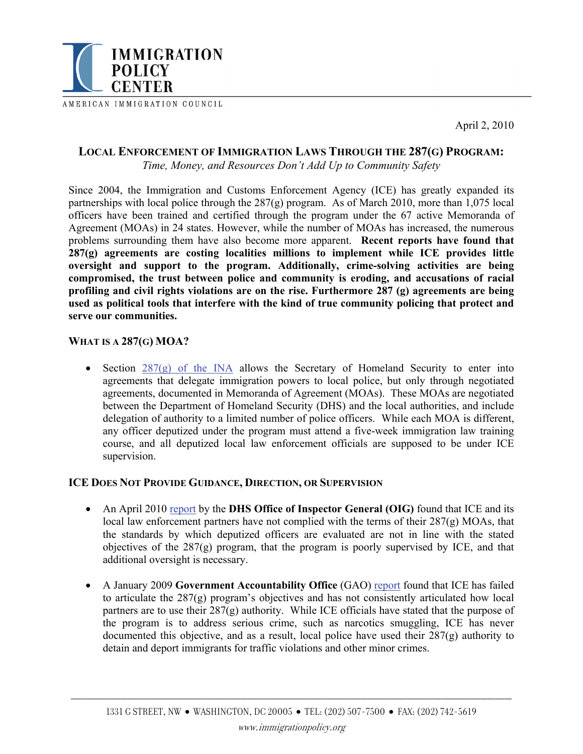IMMIGRATION POLICY CENTER

AMERICAN IMMIGRATION COUNCIL

April 2, 2010

# LOCAL ENFORCEMENT OF IMMIGRATION LAWS THROUGH THE 287(G) PROGRAM:

*Time, Money, and Resources Don't Add Up to Community Safety*

Since 2004, the Immigration and Customs Enforcement Agency (ICE) has greatly expanded its partnerships with local police through the 287(g) program. As of March 2010, more than 1,075 local officers have been trained and certified through the program under the 67 active Memoranda of Agreement (MOAs) in 24 states. However, while the number of MOAs has increased, the numerous problems surrounding them have also become more apparent. **Recent reports have found that 287(g) agreements are costing localities millions to implement while ICE provides little oversight and support to the program. Additionally, crime-solving activities are being compromised, the trust between police and community is eroding, and accusations of racial profiling and civil rights violations are on the rise. Furthermore 287 (g) agreements are being used as political tools that interfere with the kind of true community policing that protect and serve our communities.**

## WHAT IS A 287(G) MOA?

- Section 287(g) of the INA allows the Secretary of Homeland Security to enter into agreements that delegate immigration powers to local police, but only through negotiated agreements, documented in Memoranda of Agreement (MOAs). These MOAs are negotiated between the Department of Homeland Security (DHS) and the local authorities, and include delegation of authority to a limited number of police officers. While each MOA is different, any officer deputized under the program must attend a five-week immigration law training course, and all deputized local law enforcement officials are supposed to be under ICE supervision.

## ICE DOES NOT PROVIDE GUIDANCE, DIRECTION, OR SUPERVISION

- An April 2010 report by the **DHS Office of Inspector General (OIG)** found that ICE and its local law enforcement partners have not complied with the terms of their 287(g) MOAs, that the standards by which deputized officers are evaluated are not in line with the stated objectives of the 287(g) program, that the program is poorly supervised by ICE, and that additional oversight is necessary.

- A January 2009 **Government Accountability Office** (GAO) report found that ICE has failed to articulate the 287(g) program's objectives and has not consistently articulated how local partners are to use their 287(g) authority. While ICE officials have stated that the purpose of the program is to address serious crime, such as narcotics smuggling, ICE has never documented this objective, and as a result, local police have used their 287(g) authority to detain and deport immigrants for traffic violations and other minor crimes.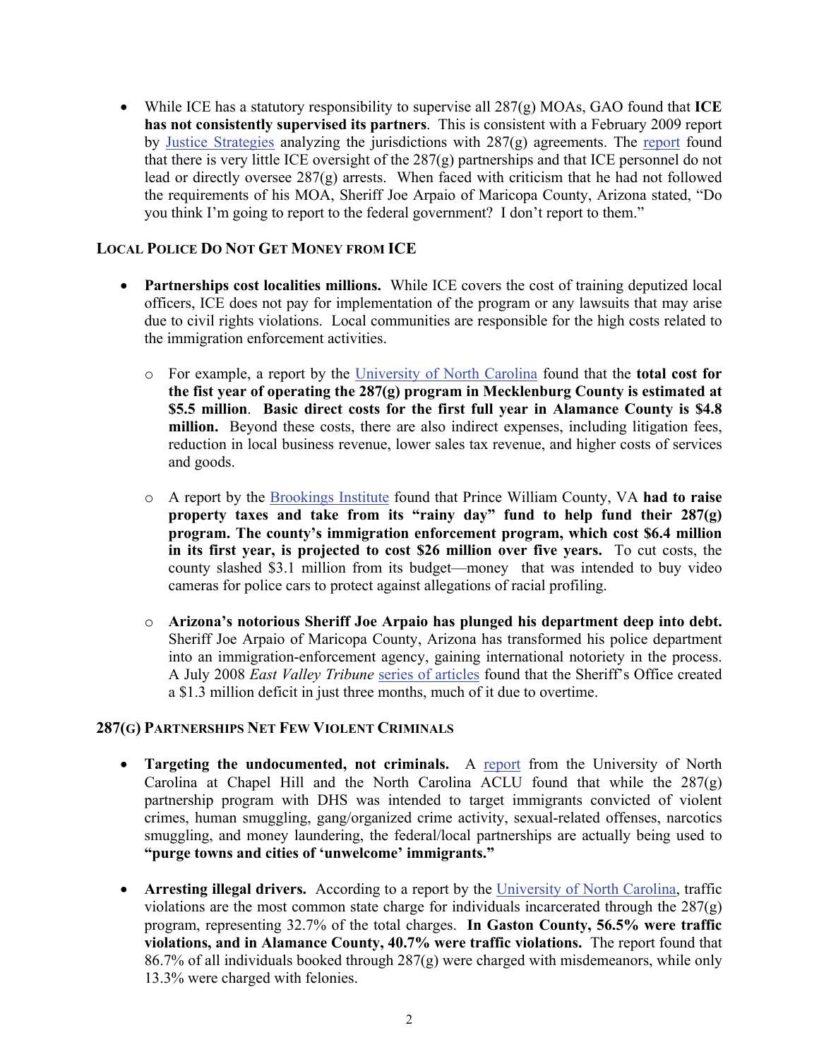- While ICE has a statutory responsibility to supervise all 287(g) MOAs, GAO found that **ICE has not consistently supervised its partners**. This is consistent with a February 2009 report by Justice Strategies analyzing the jurisdictions with 287(g) agreements. The report found that there is very little ICE oversight of the 287(g) partnerships and that ICE personnel do not lead or directly oversee 287(g) arrests. When faced with criticism that he had not followed the requirements of his MOA, Sheriff Joe Arpaio of Maricopa County, Arizona stated, "Do you think I'm going to report to the federal government? I don't report to them."

## Local Police Do Not Get Money from ICE

- **Partnerships cost localities millions.** While ICE covers the cost of training deputized local officers, ICE does not pay for implementation of the program or any lawsuits that may arise due to civil rights violations. Local communities are responsible for the high costs related to the immigration enforcement activities.
  - For example, a report by the University of North Carolina found that the **total cost for the fist year of operating the 287(g) program in Mecklenburg County is estimated at $5.5 million**. **Basic direct costs for the first full year in Alamance County is $4.8 million.** Beyond these costs, there are also indirect expenses, including litigation fees, reduction in local business revenue, lower sales tax revenue, and higher costs of services and goods.
  - A report by the Brookings Institute found that Prince William County, VA **had to raise property taxes and take from its "rainy day" fund to help fund their 287(g) program. The county's immigration enforcement program, which cost $6.4 million in its first year, is projected to cost $26 million over five years.** To cut costs, the county slashed $3.1 million from its budget—money that was intended to buy video cameras for police cars to protect against allegations of racial profiling.
  - **Arizona's notorious Sheriff Joe Arpaio has plunged his department deep into debt.** Sheriff Joe Arpaio of Maricopa County, Arizona has transformed his police department into an immigration-enforcement agency, gaining international notoriety in the process. A July 2008 *East Valley Tribune* series of articles found that the Sheriff's Office created a $1.3 million deficit in just three months, much of it due to overtime.

## 287(g) Partnerships Net Few Violent Criminals

- **Targeting the undocumented, not criminals.** A report from the University of North Carolina at Chapel Hill and the North Carolina ACLU found that while the 287(g) partnership program with DHS was intended to target immigrants convicted of violent crimes, human smuggling, gang/organized crime activity, sexual-related offenses, narcotics smuggling, and money laundering, the federal/local partnerships are actually being used to **"purge towns and cities of 'unwelcome' immigrants."**

- **Arresting illegal drivers.** According to a report by the University of North Carolina, traffic violations are the most common state charge for individuals incarcerated through the 287(g) program, representing 32.7% of the total charges. **In Gaston County, 56.5% were traffic violations, and in Alamance County, 40.7% were traffic violations.** The report found that 86.7% of all individuals booked through 287(g) were charged with misdemeanors, while only 13.3% were charged with felonies.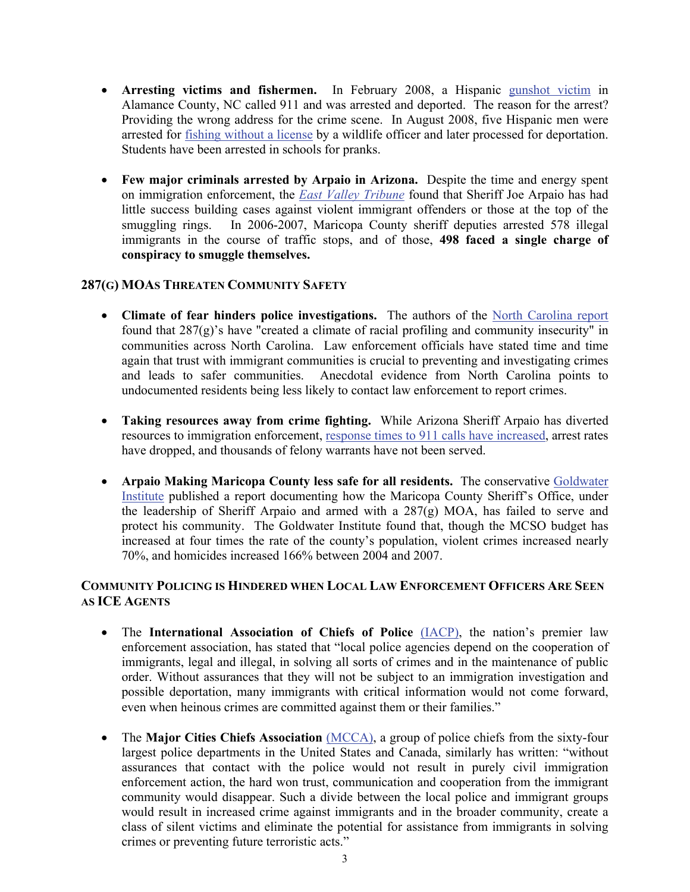- **Arresting victims and fishermen.** In February 2008, a Hispanic gunshot victim in Alamance County, NC called 911 and was arrested and deported. The reason for the arrest? Providing the wrong address for the crime scene. In August 2008, five Hispanic men were arrested for fishing without a license by a wildlife officer and later processed for deportation. Students have been arrested in schools for pranks.

- **Few major criminals arrested by Arpaio in Arizona.** Despite the time and energy spent on immigration enforcement, the *East Valley Tribune* found that Sheriff Joe Arpaio has had little success building cases against violent immigrant offenders or those at the top of the smuggling rings. In 2006-2007, Maricopa County sheriff deputies arrested 578 illegal immigrants in the course of traffic stops, and of those, **498 faced a single charge of conspiracy to smuggle themselves.**

## 287(g) MOAs Threaten Community Safety

- **Climate of fear hinders police investigations.** The authors of the North Carolina report found that 287(g)'s have "created a climate of racial profiling and community insecurity" in communities across North Carolina. Law enforcement officials have stated time and time again that trust with immigrant communities is crucial to preventing and investigating crimes and leads to safer communities. Anecdotal evidence from North Carolina points to undocumented residents being less likely to contact law enforcement to report crimes.

- **Taking resources away from crime fighting.** While Arizona Sheriff Arpaio has diverted resources to immigration enforcement, response times to 911 calls have increased, arrest rates have dropped, and thousands of felony warrants have not been served.

- **Arpaio Making Maricopa County less safe for all residents.** The conservative Goldwater Institute published a report documenting how the Maricopa County Sheriff's Office, under the leadership of Sheriff Arpaio and armed with a 287(g) MOA, has failed to serve and protect his community. The Goldwater Institute found that, though the MCSO budget has increased at four times the rate of the county's population, violent crimes increased nearly 70%, and homicides increased 166% between 2004 and 2007.

## Community Policing is Hindered when Local Law Enforcement Officers Are Seen as ICE Agents

- The **International Association of Chiefs of Police** (IACP), the nation's premier law enforcement association, has stated that "local police agencies depend on the cooperation of immigrants, legal and illegal, in solving all sorts of crimes and in the maintenance of public order. Without assurances that they will not be subject to an immigration investigation and possible deportation, many immigrants with critical information would not come forward, even when heinous crimes are committed against them or their families."

- The **Major Cities Chiefs Association** (MCCA), a group of police chiefs from the sixty-four largest police departments in the United States and Canada, similarly has written: "without assurances that contact with the police would not result in purely civil immigration enforcement action, the hard won trust, communication and cooperation from the immigrant community would disappear. Such a divide between the local police and immigrant groups would result in increased crime against immigrants and in the broader community, create a class of silent victims and eliminate the potential for assistance from immigrants in solving crimes or preventing future terroristic acts."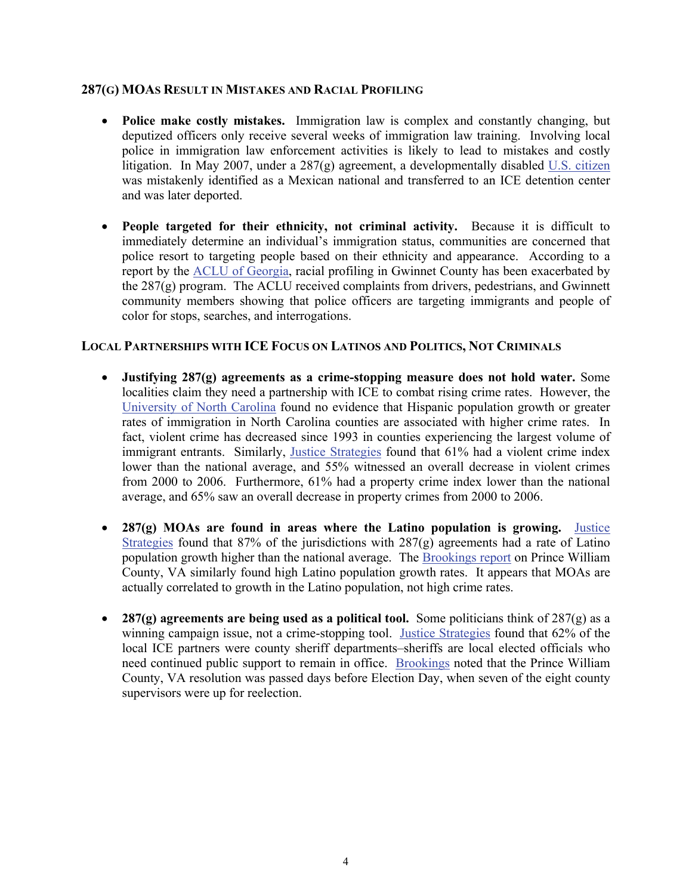## 287(G) MOAs Result in Mistakes and Racial Profiling

- **Police make costly mistakes.** Immigration law is complex and constantly changing, but deputized officers only receive several weeks of immigration law training. Involving local police in immigration law enforcement activities is likely to lead to mistakes and costly litigation. In May 2007, under a 287(g) agreement, a developmentally disabled U.S. citizen was mistakenly identified as a Mexican national and transferred to an ICE detention center and was later deported.

- **People targeted for their ethnicity, not criminal activity.** Because it is difficult to immediately determine an individual's immigration status, communities are concerned that police resort to targeting people based on their ethnicity and appearance. According to a report by the ACLU of Georgia, racial profiling in Gwinnett County has been exacerbated by the 287(g) program. The ACLU received complaints from drivers, pedestrians, and Gwinnett community members showing that police officers are targeting immigrants and people of color for stops, searches, and interrogations.

## Local Partnerships with ICE Focus on Latinos and Politics, Not Criminals

- **Justifying 287(g) agreements as a crime-stopping measure does not hold water.** Some localities claim they need a partnership with ICE to combat rising crime rates. However, the University of North Carolina found no evidence that Hispanic population growth or greater rates of immigration in North Carolina counties are associated with higher crime rates. In fact, violent crime has decreased since 1993 in counties experiencing the largest volume of immigrant entrants. Similarly, Justice Strategies found that 61% had a violent crime index lower than the national average, and 55% witnessed an overall decrease in violent crimes from 2000 to 2006. Furthermore, 61% had a property crime index lower than the national average, and 65% saw an overall decrease in property crimes from 2000 to 2006.

- **287(g) MOAs are found in areas where the Latino population is growing.** Justice Strategies found that 87% of the jurisdictions with 287(g) agreements had a rate of Latino population growth higher than the national average. The Brookings report on Prince William County, VA similarly found high Latino population growth rates. It appears that MOAs are actually correlated to growth in the Latino population, not high crime rates.

- **287(g) agreements are being used as a political tool.** Some politicians think of 287(g) as a winning campaign issue, not a crime-stopping tool. Justice Strategies found that 62% of the local ICE partners were county sheriff departments–sheriffs are local elected officials who need continued public support to remain in office. Brookings noted that the Prince William County, VA resolution was passed days before Election Day, when seven of the eight county supervisors were up for reelection.